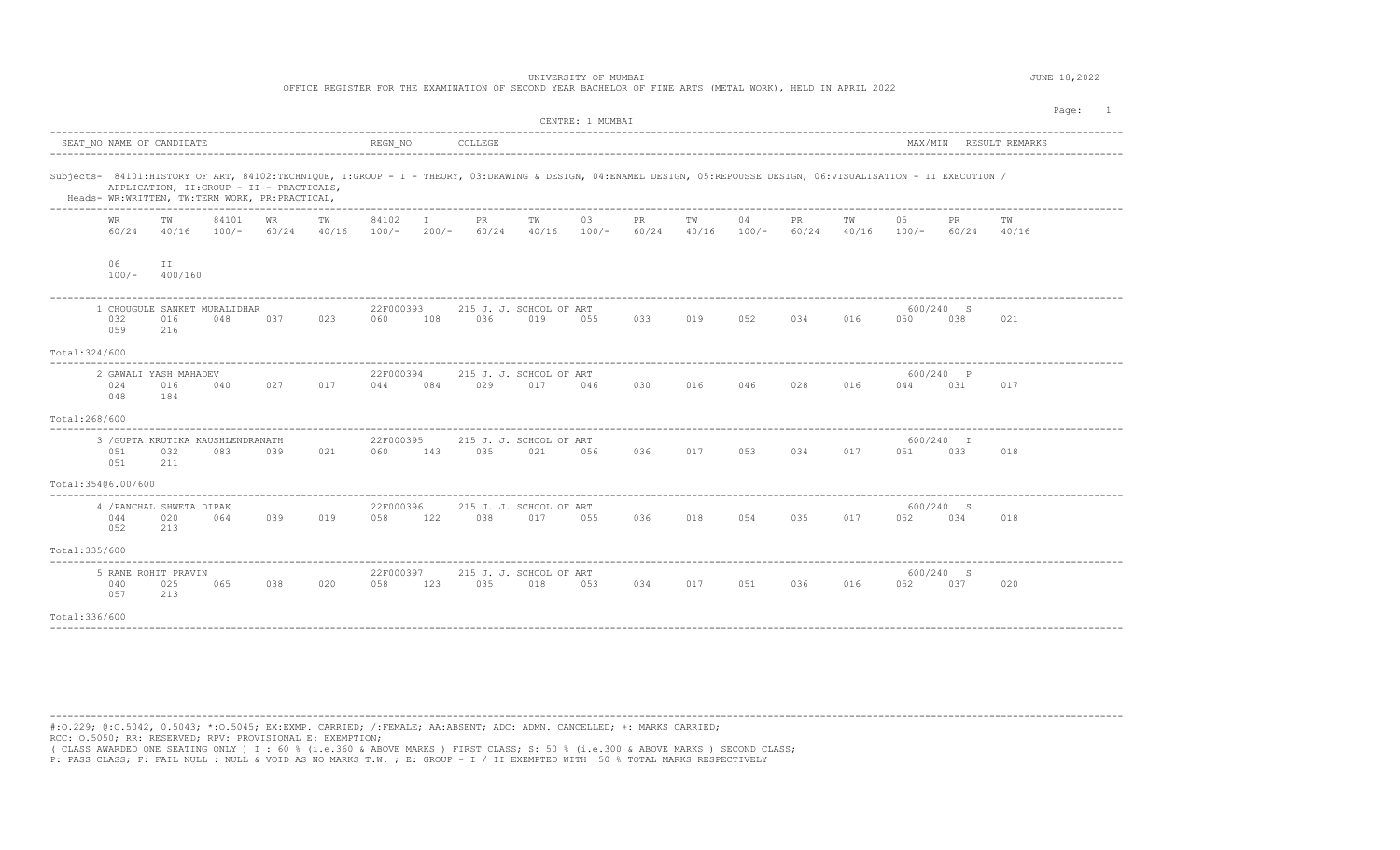UNIVERSITY OF MUMBAI

OFFICE REGISTER FOR THE EXAMINATION OF SECOND YEAR BACHELOR OF FINE ARTS (METAL WORK), HELD IN APRIL 2022

JUNE 18,2022

CENTRE: 1 MUMBAI

SEAT_NO NAME OF CANDIDATE | REGN_NO | COLLEGE | MAX/MIN | RESULT | REMARKS

Subjects- 84101:HISTORY OF ART, 84102:TECHNIQUE, I:GROUP - I - THEORY, 03:DRAWING & DESIGN, 04:ENAMEL DESIGN, 05:REPOUSSE DESIGN, 06:VISUALISATION - II EXECUTION / APPLICATION, II:GROUP - II - PRACTICALS,

Heads- WR:WRITTEN, TW:TERM WORK, PR:PRACTICAL,

| WR | TW | 84101 | WR | TW | 84102 | I | PR | TW | 03 | PR | TW | 04 | PR | TW | 05 | PR | TW | 06 | II |
|---|---|---|---|---|---|---|---|---|---|---|---|---|---|---|---|---|---|---|---|
| 60/24 | 40/16 | 100/- | 60/24 | 40/16 | 100/- | 200/- | 60/24 | 40/16 | 100/- | 60/24 | 40/16 | 100/- | 60/24 | 40/16 | 100/- | 60/24 | 40/16 | 100/- | 400/160 |

| SEAT_NO | NAME OF CANDIDATE | REGN_NO | COLLEGE | MAX/MIN | RESULT |
|---|---|---|---|---|---|
| 1 | CHOUGULE SANKET MURALIDHAR | 22F000393 | 215 J. J. SCHOOL OF ART | 600/240 | S |
| 2 | GAWALI YASH MAHADEV | 22F000394 | 215 J. J. SCHOOL OF ART | 600/240 | P |
| 3 | /GUPTA KRUTIKA KAUSHLENDRANATH | 22F000395 | 215 J. J. SCHOOL OF ART | 600/240 | I |
| 4 | /PANCHAL SHWETA DIPAK | 22F000396 | 215 J. J. SCHOOL OF ART | 600/240 | S |
| 5 | RANE ROHIT PRAVIN | 22F000397 | 215 J. J. SCHOOL OF ART | 600/240 | S |

| SEAT_NO | WR | TW | 84101 | WR | TW | 84102 | I | PR | TW | 03 | PR | TW | 04 | PR | TW | 05 | PR | TW | 06 | II | Total |
|---|---|---|---|---|---|---|---|---|---|---|---|---|---|---|---|---|---|---|---|---|---|
| 1 | 032 | 016 | 048 | 037 | 023 | 060 | 108 | 036 | 019 | 055 | 033 | 019 | 052 | 034 | 016 | 050 | 038 | 021 | 059 | 216 | 324/600 |
| 2 | 024 | 016 | 040 | 027 | 017 | 044 | 084 | 029 | 017 | 046 | 030 | 016 | 046 | 028 | 016 | 044 | 031 | 017 | 048 | 184 | 268/600 |
| 3 | 051 | 032 | 083 | 039 | 021 | 060 | 143 | 035 | 021 | 056 | 036 | 017 | 053 | 034 | 017 | 051 | 033 | 018 | 051 | 211 | 354@6.00/600 |
| 4 | 044 | 020 | 064 | 039 | 019 | 058 | 122 | 038 | 017 | 055 | 036 | 018 | 054 | 035 | 017 | 052 | 034 | 018 | 052 | 213 | 335/600 |
| 5 | 040 | 025 | 065 | 038 | 020 | 058 | 123 | 035 | 018 | 053 | 034 | 017 | 051 | 036 | 016 | 052 | 037 | 020 | 057 | 213 | 336/600 |

#:O.229; @:O.5042, 0.5043; *:O.5045; EX:EXMP. CARRIED; /:FEMALE; AA:ABSENT; ADC: ADMN. CANCELLED; +: MARKS CARRIED;
RCC: O.5050; RR: RESERVED; RPV: PROVISIONAL E: EXEMPTION;
( CLASS AWARDED ONE SEATING ONLY ) I : 60 % (i.e.360 & ABOVE MARKS ) FIRST CLASS; S: 50 % (i.e.300 & ABOVE MARKS ) SECOND CLASS;
P: PASS CLASS; F: FAIL NULL : NULL & VOID AS NO MARKS T.W. ; E: GROUP - I / II EXEMPTED WITH 50 % TOTAL MARKS RESPECTIVELY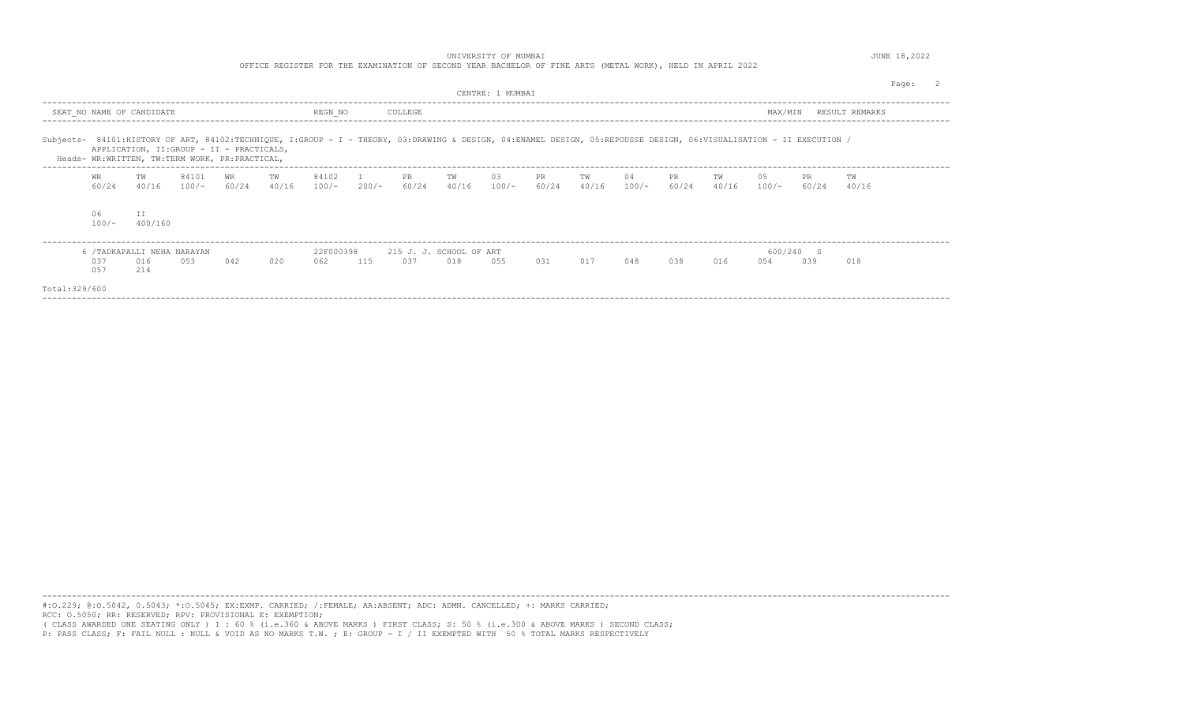UNIVERSITY OF MUMBAI

OFFICE REGISTER FOR THE EXAMINATION OF SECOND YEAR BACHELOR OF FINE ARTS (METAL WORK), HELD IN APRIL 2022

JUNE 18,2022

CENTRE: 1 MUMBAI

| SEAT_NO NAME OF CANDIDATE | REGN_NO | COLLEGE | MAX/MIN | RESULT REMARKS |
|---|---|---|---|---|

Subjects- 84101:HISTORY OF ART, 84102:TECHNIQUE, I:GROUP - I - THEORY, 03:DRAWING & DESIGN, 04:ENAMEL DESIGN, 05:REPOUSSE DESIGN, 06:VISUALISATION - II EXECUTION / APPLICATION, II:GROUP - II - PRACTICALS,

Heads- WR:WRITTEN, TW:TERM WORK, PR:PRACTICAL,

| WR | TW | 84101 | WR | TW | 84102 | I | PR | TW | 03 | PR | TW | 04 | PR | TW | 05 | PR | TW |
|---|---|---|---|---|---|---|---|---|---|---|---|---|---|---|---|---|---|
| 60/24 | 40/16 | 100/- | 60/24 | 40/16 | 100/- | 200/- | 60/24 | 40/16 | 100/- | 60/24 | 40/16 | 100/- | 60/24 | 40/16 | 100/- | 60/24 | 40/16 |
| 06 | II | | | | | | | | | | | | | | | | |
| 100/- | 400/160 | | | | | | | | | | | | | | | | |

6 /TADKAPALLI NEHA NARAYAN — 22F000398 — 215 J. J. SCHOOL OF ART — 600/240 S

| | | | | | | | | | | | | | | | | | |
|---|---|---|---|---|---|---|---|---|---|---|---|---|---|---|---|---|---|
| 037 | 016 | 053 | 042 | 020 | 062 | 115 | 037 | 018 | 055 | 031 | 017 | 048 | 038 | 016 | 054 | 039 | 018 |
| 057 | 214 | | | | | | | | | | | | | | | | |

Total:329/600

#:O.229; @:O.5042, 0.5043; *:O.5045; EX:EXMP. CARRIED; /:FEMALE; AA:ABSENT; ADC: ADMN. CANCELLED; +: MARKS CARRIED;
RCC: O.5050; RR: RESERVED; RPV: PROVISIONAL E: EXEMPTION;
( CLASS AWARDED ONE SEATING ONLY ) I : 60 % (i.e.360 & ABOVE MARKS ) FIRST CLASS; S: 50 % (i.e.300 & ABOVE MARKS ) SECOND CLASS;
P: PASS CLASS; F: FAIL NULL : NULL & VOID AS NO MARKS T.W. ; E: GROUP - I / II EXEMPTED WITH 50 % TOTAL MARKS RESPECTIVELY